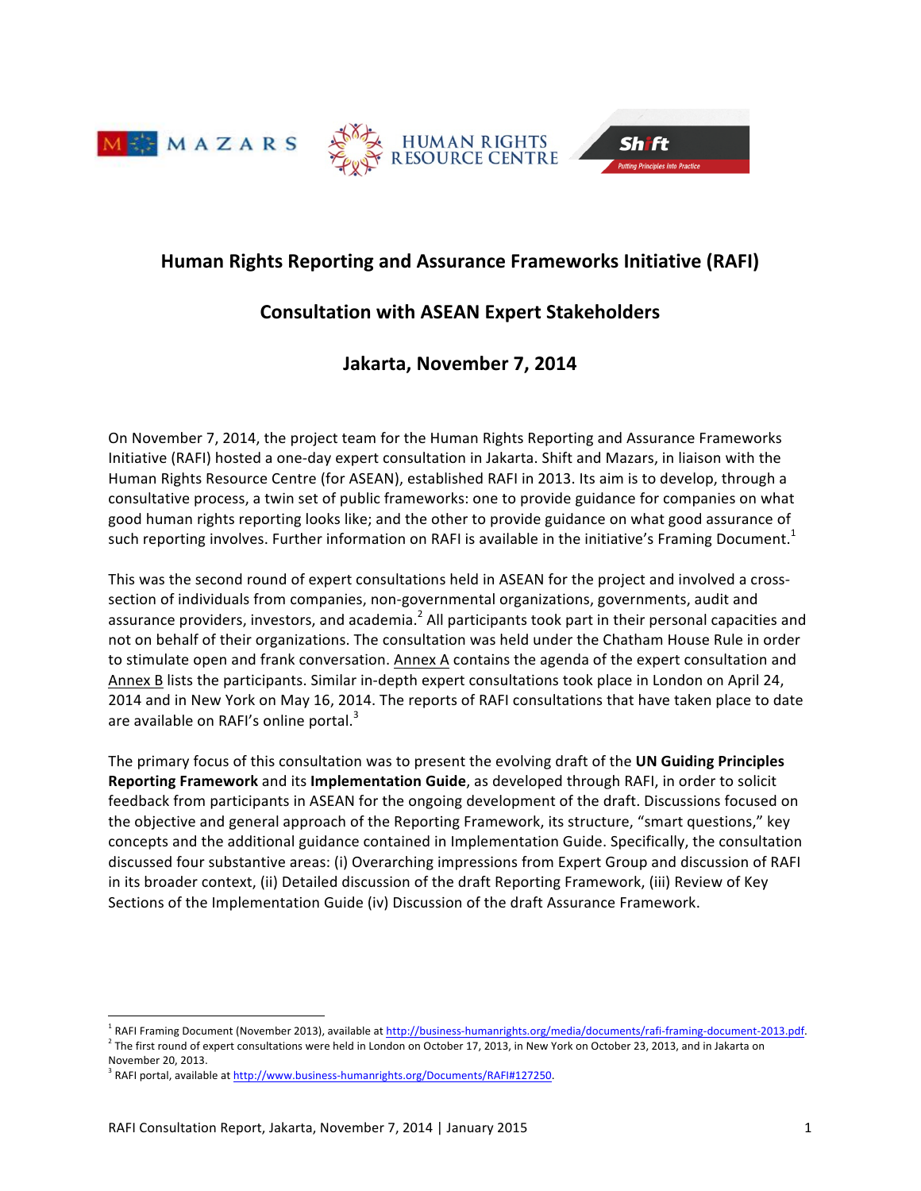# Human Rights Reporting and Assurance Frameworks Initiative (RAFI)

## Consultation with ASEAN Expert Stakeholders

## Jakarta, November 7, 2014

On November 7, 2014, the project team for the Human Rights Reporting and Assurance Frameworks Initiative (RAFI) hosted a one-day expert consultation in Jakarta. Shift and Mazars, in liaison with the Human Rights Resource Centre (for ASEAN), established RAFI in 2013. Its aim is to develop, through a consultative process, a twin set of public frameworks: one to provide guidance for companies on what good human rights reporting looks like; and the other to provide guidance on what good assurance of such reporting involves. Further information on RAFI is available in the initiative's Framing Document.[1]

This was the second round of expert consultations held in ASEAN for the project and involved a cross-section of individuals from companies, non-governmental organizations, governments, audit and assurance providers, investors, and academia.[2] All participants took part in their personal capacities and not on behalf of their organizations. The consultation was held under the Chatham House Rule in order to stimulate open and frank conversation. Annex A contains the agenda of the expert consultation and Annex B lists the participants. Similar in-depth expert consultations took place in London on April 24, 2014 and in New York on May 16, 2014. The reports of RAFI consultations that have taken place to date are available on RAFI's online portal.[3]

The primary focus of this consultation was to present the evolving draft of the **UN Guiding Principles Reporting Framework** and its **Implementation Guide**, as developed through RAFI, in order to solicit feedback from participants in ASEAN for the ongoing development of the draft. Discussions focused on the objective and general approach of the Reporting Framework, its structure, "smart questions," key concepts and the additional guidance contained in Implementation Guide. Specifically, the consultation discussed four substantive areas: (i) Overarching impressions from Expert Group and discussion of RAFI in its broader context, (ii) Detailed discussion of the draft Reporting Framework, (iii) Review of Key Sections of the Implementation Guide (iv) Discussion of the draft Assurance Framework.

---

[1] RAFI Framing Document (November 2013), available at http://business-humanrights.org/media/documents/rafi-framing-document-2013.pdf.

[2] The first round of expert consultations were held in London on October 17, 2013, in New York on October 23, 2013, and in Jakarta on November 20, 2013.

[3] RAFI portal, available at http://www.business-humanrights.org/Documents/RAFI#127250.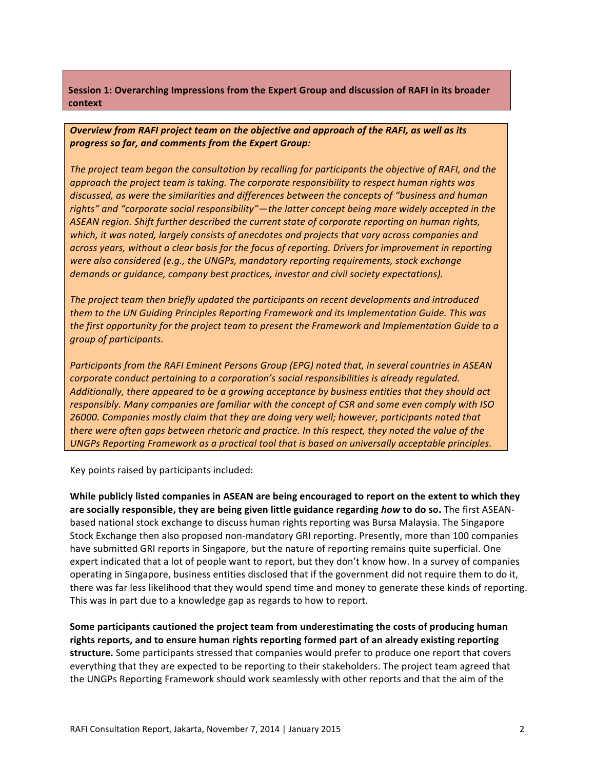**Session 1: Overarching Impressions from the Expert Group and discussion of RAFI in its broader context**

***Overview from RAFI project team on the objective and approach of the RAFI, as well as its progress so far, and comments from the Expert Group:***

*The project team began the consultation by recalling for participants the objective of RAFI, and the approach the project team is taking. The corporate responsibility to respect human rights was discussed, as were the similarities and differences between the concepts of "business and human rights" and "corporate social responsibility"—the latter concept being more widely accepted in the ASEAN region. Shift further described the current state of corporate reporting on human rights, which, it was noted, largely consists of anecdotes and projects that vary across companies and across years, without a clear basis for the focus of reporting. Drivers for improvement in reporting were also considered (e.g., the UNGPs, mandatory reporting requirements, stock exchange demands or guidance, company best practices, investor and civil society expectations).*

*The project team then briefly updated the participants on recent developments and introduced them to the UN Guiding Principles Reporting Framework and its Implementation Guide. This was the first opportunity for the project team to present the Framework and Implementation Guide to a group of participants.*

*Participants from the RAFI Eminent Persons Group (EPG) noted that, in several countries in ASEAN corporate conduct pertaining to a corporation's social responsibilities is already regulated. Additionally, there appeared to be a growing acceptance by business entities that they should act responsibly. Many companies are familiar with the concept of CSR and some even comply with ISO 26000. Companies mostly claim that they are doing very well; however, participants noted that there were often gaps between rhetoric and practice. In this respect, they noted the value of the UNGPs Reporting Framework as a practical tool that is based on universally acceptable principles.*

Key points raised by participants included:

**While publicly listed companies in ASEAN are being encouraged to report on the extent to which they are socially responsible, they are being given little guidance regarding *how* to do so.** The first ASEAN-based national stock exchange to discuss human rights reporting was Bursa Malaysia. The Singapore Stock Exchange then also proposed non-mandatory GRI reporting. Presently, more than 100 companies have submitted GRI reports in Singapore, but the nature of reporting remains quite superficial. One expert indicated that a lot of people want to report, but they don't know how. In a survey of companies operating in Singapore, business entities disclosed that if the government did not require them to do it, there was far less likelihood that they would spend time and money to generate these kinds of reporting. This was in part due to a knowledge gap as regards to how to report.

**Some participants cautioned the project team from underestimating the costs of producing human rights reports, and to ensure human rights reporting formed part of an already existing reporting structure.** Some participants stressed that companies would prefer to produce one report that covers everything that they are expected to be reporting to their stakeholders. The project team agreed that the UNGPs Reporting Framework should work seamlessly with other reports and that the aim of the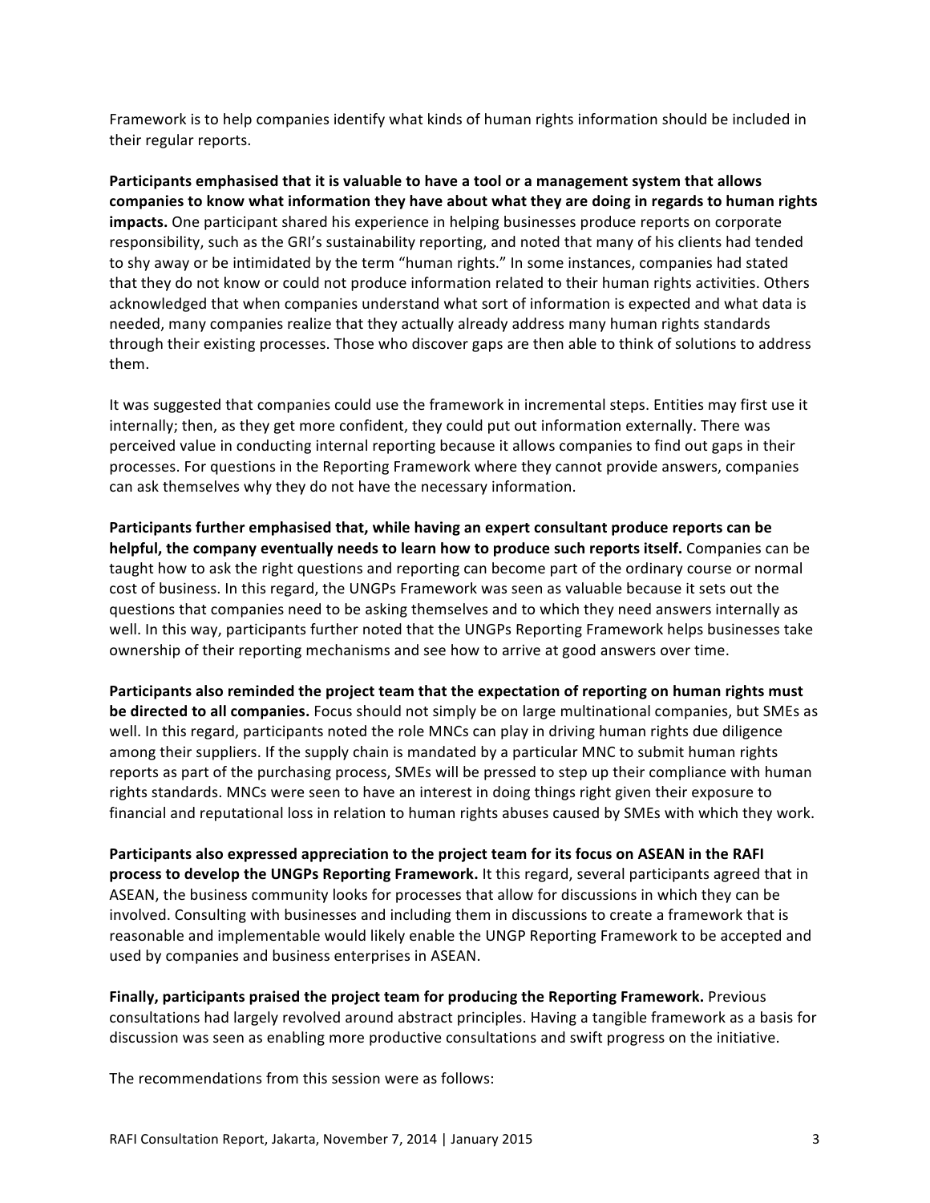Framework is to help companies identify what kinds of human rights information should be included in their regular reports.

**Participants emphasised that it is valuable to have a tool or a management system that allows companies to know what information they have about what they are doing in regards to human rights impacts.** One participant shared his experience in helping businesses produce reports on corporate responsibility, such as the GRI's sustainability reporting, and noted that many of his clients had tended to shy away or be intimidated by the term "human rights." In some instances, companies had stated that they do not know or could not produce information related to their human rights activities. Others acknowledged that when companies understand what sort of information is expected and what data is needed, many companies realize that they actually already address many human rights standards through their existing processes. Those who discover gaps are then able to think of solutions to address them.

It was suggested that companies could use the framework in incremental steps. Entities may first use it internally; then, as they get more confident, they could put out information externally. There was perceived value in conducting internal reporting because it allows companies to find out gaps in their processes. For questions in the Reporting Framework where they cannot provide answers, companies can ask themselves why they do not have the necessary information.

**Participants further emphasised that, while having an expert consultant produce reports can be helpful, the company eventually needs to learn how to produce such reports itself.** Companies can be taught how to ask the right questions and reporting can become part of the ordinary course or normal cost of business. In this regard, the UNGPs Framework was seen as valuable because it sets out the questions that companies need to be asking themselves and to which they need answers internally as well. In this way, participants further noted that the UNGPs Reporting Framework helps businesses take ownership of their reporting mechanisms and see how to arrive at good answers over time.

**Participants also reminded the project team that the expectation of reporting on human rights must be directed to all companies.** Focus should not simply be on large multinational companies, but SMEs as well. In this regard, participants noted the role MNCs can play in driving human rights due diligence among their suppliers. If the supply chain is mandated by a particular MNC to submit human rights reports as part of the purchasing process, SMEs will be pressed to step up their compliance with human rights standards. MNCs were seen to have an interest in doing things right given their exposure to financial and reputational loss in relation to human rights abuses caused by SMEs with which they work.

**Participants also expressed appreciation to the project team for its focus on ASEAN in the RAFI process to develop the UNGPs Reporting Framework.** It this regard, several participants agreed that in ASEAN, the business community looks for processes that allow for discussions in which they can be involved. Consulting with businesses and including them in discussions to create a framework that is reasonable and implementable would likely enable the UNGP Reporting Framework to be accepted and used by companies and business enterprises in ASEAN.

**Finally, participants praised the project team for producing the Reporting Framework.** Previous consultations had largely revolved around abstract principles. Having a tangible framework as a basis for discussion was seen as enabling more productive consultations and swift progress on the initiative.

The recommendations from this session were as follows: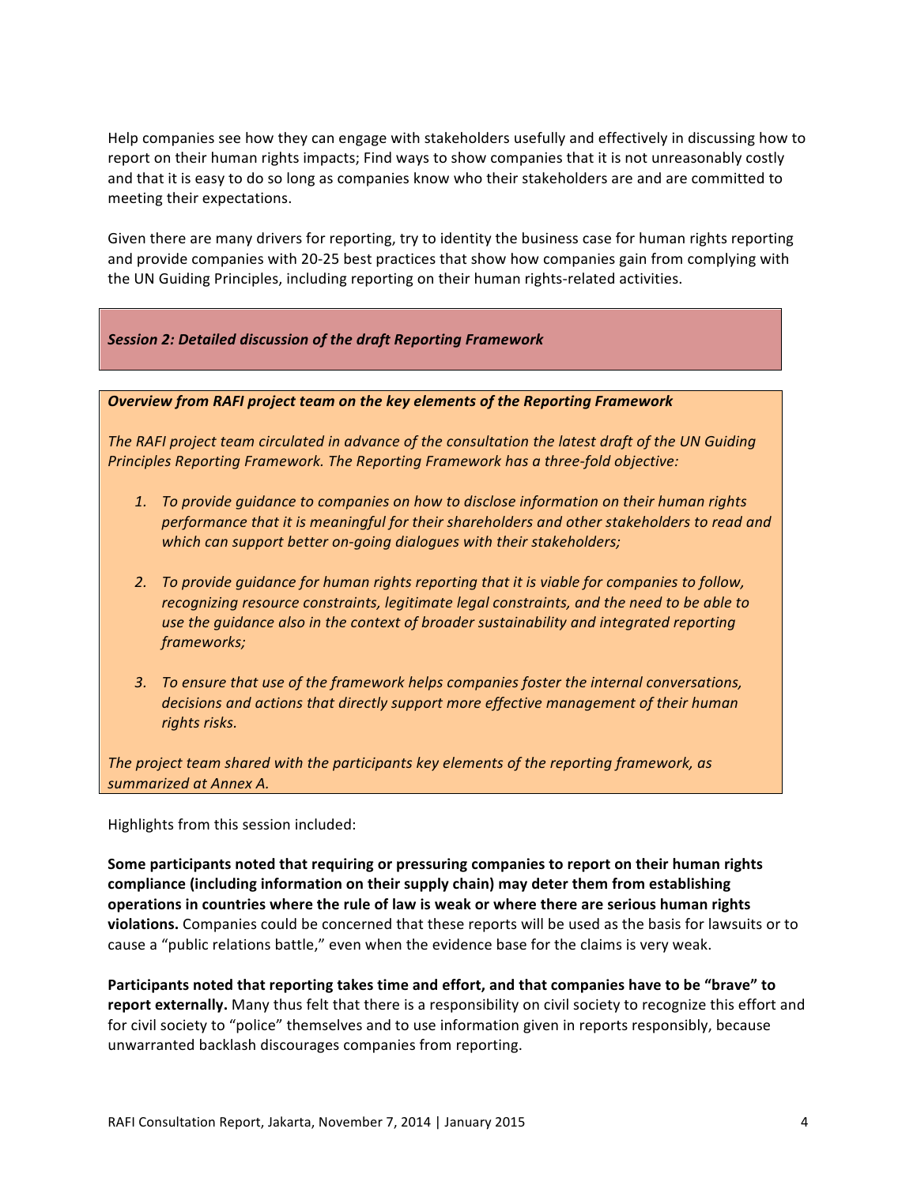Help companies see how they can engage with stakeholders usefully and effectively in discussing how to report on their human rights impacts; Find ways to show companies that it is not unreasonably costly and that it is easy to do so long as companies know who their stakeholders are and are committed to meeting their expectations.

Given there are many drivers for reporting, try to identity the business case for human rights reporting and provide companies with 20-25 best practices that show how companies gain from complying with the UN Guiding Principles, including reporting on their human rights-related activities.

## *Session 2: Detailed discussion of the draft Reporting Framework*

***Overview from RAFI project team on the key elements of the Reporting Framework***

*The RAFI project team circulated in advance of the consultation the latest draft of the UN Guiding Principles Reporting Framework. The Reporting Framework has a three-fold objective:*

1. *To provide guidance to companies on how to disclose information on their human rights performance that it is meaningful for their shareholders and other stakeholders to read and which can support better on-going dialogues with their stakeholders;*
2. *To provide guidance for human rights reporting that it is viable for companies to follow, recognizing resource constraints, legitimate legal constraints, and the need to be able to use the guidance also in the context of broader sustainability and integrated reporting frameworks;*
3. *To ensure that use of the framework helps companies foster the internal conversations, decisions and actions that directly support more effective management of their human rights risks.*

*The project team shared with the participants key elements of the reporting framework, as summarized at Annex A.*

Highlights from this session included:

**Some participants noted that requiring or pressuring companies to report on their human rights compliance (including information on their supply chain) may deter them from establishing operations in countries where the rule of law is weak or where there are serious human rights violations.** Companies could be concerned that these reports will be used as the basis for lawsuits or to cause a "public relations battle," even when the evidence base for the claims is very weak.

**Participants noted that reporting takes time and effort, and that companies have to be "brave" to report externally.** Many thus felt that there is a responsibility on civil society to recognize this effort and for civil society to "police" themselves and to use information given in reports responsibly, because unwarranted backlash discourages companies from reporting.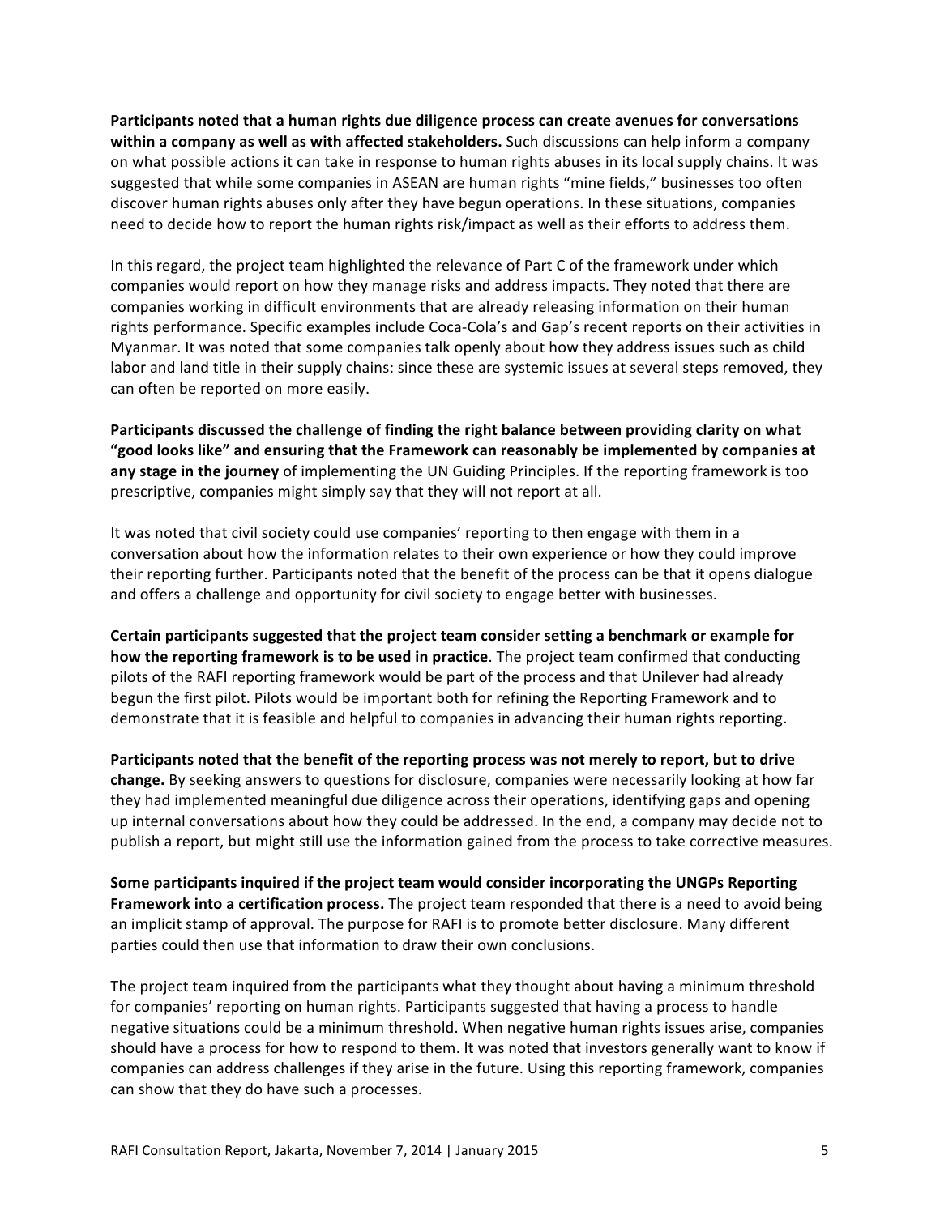**Participants noted that a human rights due diligence process can create avenues for conversations within a company as well as with affected stakeholders.** Such discussions can help inform a company on what possible actions it can take in response to human rights abuses in its local supply chains. It was suggested that while some companies in ASEAN are human rights "mine fields," businesses too often discover human rights abuses only after they have begun operations. In these situations, companies need to decide how to report the human rights risk/impact as well as their efforts to address them.

In this regard, the project team highlighted the relevance of Part C of the framework under which companies would report on how they manage risks and address impacts. They noted that there are companies working in difficult environments that are already releasing information on their human rights performance. Specific examples include Coca-Cola's and Gap's recent reports on their activities in Myanmar. It was noted that some companies talk openly about how they address issues such as child labor and land title in their supply chains: since these are systemic issues at several steps removed, they can often be reported on more easily.

**Participants discussed the challenge of finding the right balance between providing clarity on what "good looks like" and ensuring that the Framework can reasonably be implemented by companies at any stage in the journey** of implementing the UN Guiding Principles. If the reporting framework is too prescriptive, companies might simply say that they will not report at all.

It was noted that civil society could use companies' reporting to then engage with them in a conversation about how the information relates to their own experience or how they could improve their reporting further. Participants noted that the benefit of the process can be that it opens dialogue and offers a challenge and opportunity for civil society to engage better with businesses.

**Certain participants suggested that the project team consider setting a benchmark or example for how the reporting framework is to be used in practice**. The project team confirmed that conducting pilots of the RAFI reporting framework would be part of the process and that Unilever had already begun the first pilot. Pilots would be important both for refining the Reporting Framework and to demonstrate that it is feasible and helpful to companies in advancing their human rights reporting.

**Participants noted that the benefit of the reporting process was not merely to report, but to drive change.** By seeking answers to questions for disclosure, companies were necessarily looking at how far they had implemented meaningful due diligence across their operations, identifying gaps and opening up internal conversations about how they could be addressed. In the end, a company may decide not to publish a report, but might still use the information gained from the process to take corrective measures.

**Some participants inquired if the project team would consider incorporating the UNGPs Reporting Framework into a certification process.** The project team responded that there is a need to avoid being an implicit stamp of approval. The purpose for RAFI is to promote better disclosure. Many different parties could then use that information to draw their own conclusions.

The project team inquired from the participants what they thought about having a minimum threshold for companies' reporting on human rights. Participants suggested that having a process to handle negative situations could be a minimum threshold. When negative human rights issues arise, companies should have a process for how to respond to them. It was noted that investors generally want to know if companies can address challenges if they arise in the future. Using this reporting framework, companies can show that they do have such a processes.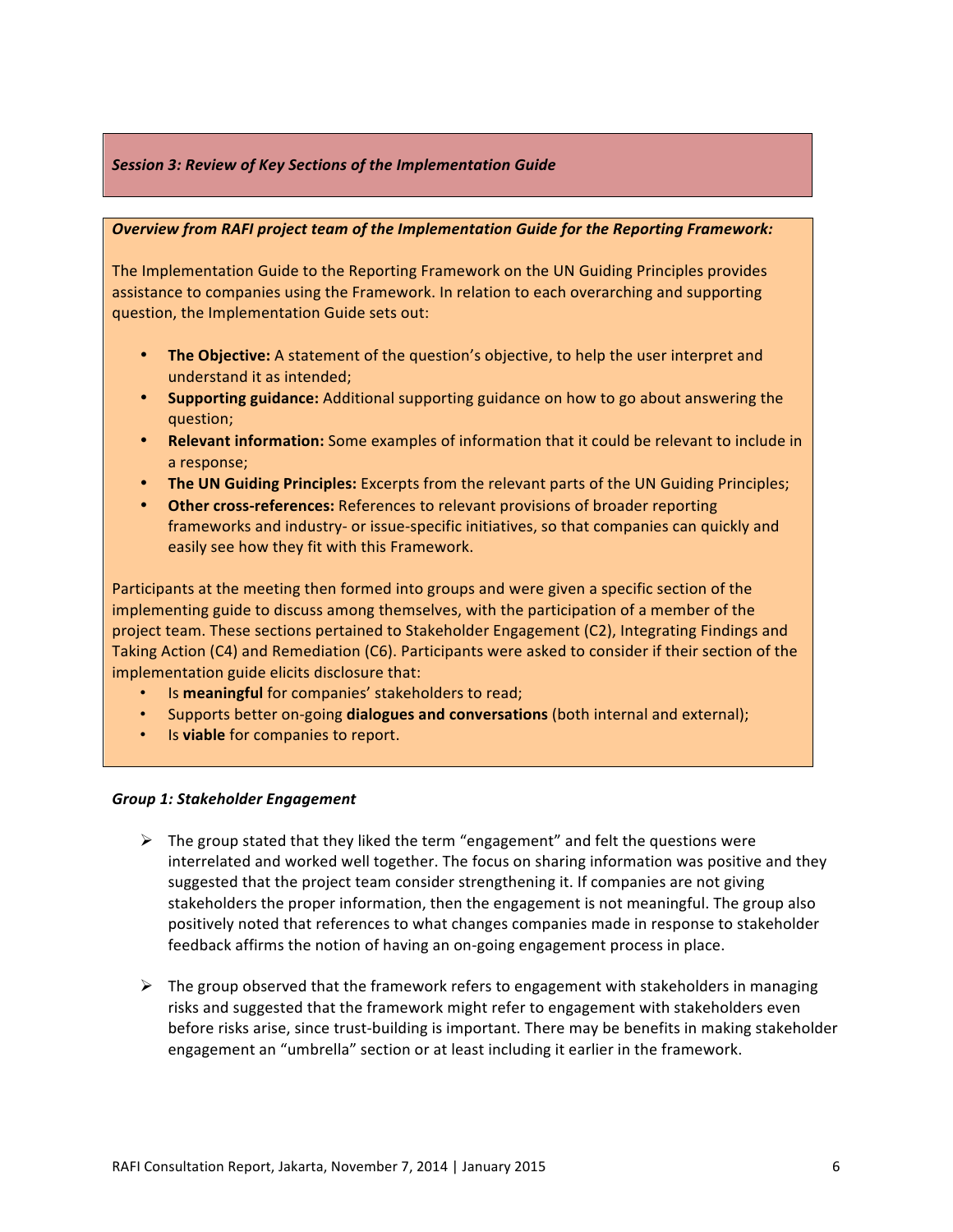### *Session 3: Review of Key Sections of the Implementation Guide*

***Overview from RAFI project team of the Implementation Guide for the Reporting Framework:***

The Implementation Guide to the Reporting Framework on the UN Guiding Principles provides assistance to companies using the Framework. In relation to each overarching and supporting question, the Implementation Guide sets out:

- **The Objective:** A statement of the question's objective, to help the user interpret and understand it as intended;
- **Supporting guidance:** Additional supporting guidance on how to go about answering the question;
- **Relevant information:** Some examples of information that it could be relevant to include in a response;
- **The UN Guiding Principles:** Excerpts from the relevant parts of the UN Guiding Principles;
- **Other cross-references:** References to relevant provisions of broader reporting frameworks and industry- or issue-specific initiatives, so that companies can quickly and easily see how they fit with this Framework.

Participants at the meeting then formed into groups and were given a specific section of the implementing guide to discuss among themselves, with the participation of a member of the project team. These sections pertained to Stakeholder Engagement (C2), Integrating Findings and Taking Action (C4) and Remediation (C6). Participants were asked to consider if their section of the implementation guide elicits disclosure that:

- Is **meaningful** for companies' stakeholders to read;
- Supports better on-going **dialogues and conversations** (both internal and external);
- Is **viable** for companies to report.

#### *Group 1: Stakeholder Engagement*

- The group stated that they liked the term "engagement" and felt the questions were interrelated and worked well together. The focus on sharing information was positive and they suggested that the project team consider strengthening it. If companies are not giving stakeholders the proper information, then the engagement is not meaningful. The group also positively noted that references to what changes companies made in response to stakeholder feedback affirms the notion of having an on-going engagement process in place.
- The group observed that the framework refers to engagement with stakeholders in managing risks and suggested that the framework might refer to engagement with stakeholders even before risks arise, since trust-building is important. There may be benefits in making stakeholder engagement an "umbrella" section or at least including it earlier in the framework.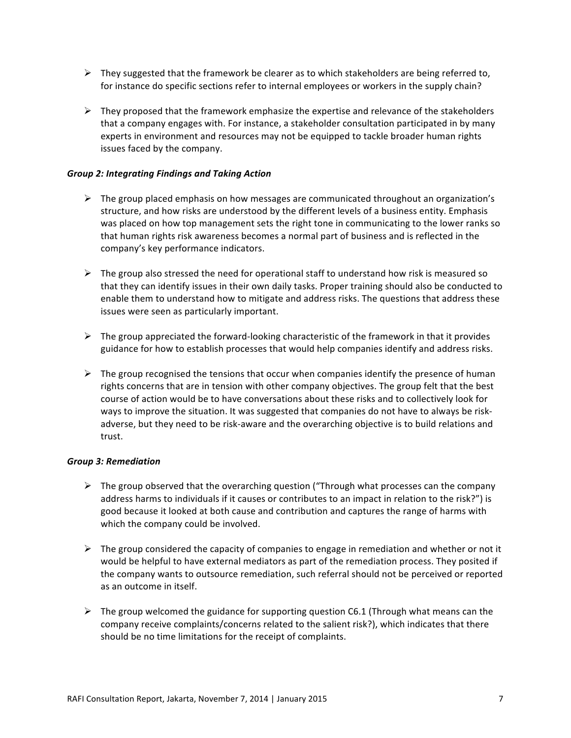- They suggested that the framework be clearer as to which stakeholders are being referred to, for instance do specific sections refer to internal employees or workers in the supply chain?

- They proposed that the framework emphasize the expertise and relevance of the stakeholders that a company engages with. For instance, a stakeholder consultation participated in by many experts in environment and resources may not be equipped to tackle broader human rights issues faced by the company.

***Group 2: Integrating Findings and Taking Action***

- The group placed emphasis on how messages are communicated throughout an organization's structure, and how risks are understood by the different levels of a business entity. Emphasis was placed on how top management sets the right tone in communicating to the lower ranks so that human rights risk awareness becomes a normal part of business and is reflected in the company's key performance indicators.

- The group also stressed the need for operational staff to understand how risk is measured so that they can identify issues in their own daily tasks. Proper training should also be conducted to enable them to understand how to mitigate and address risks. The questions that address these issues were seen as particularly important.

- The group appreciated the forward-looking characteristic of the framework in that it provides guidance for how to establish processes that would help companies identify and address risks.

- The group recognised the tensions that occur when companies identify the presence of human rights concerns that are in tension with other company objectives. The group felt that the best course of action would be to have conversations about these risks and to collectively look for ways to improve the situation. It was suggested that companies do not have to always be risk-adverse, but they need to be risk-aware and the overarching objective is to build relations and trust.

***Group 3: Remediation***

- The group observed that the overarching question ("Through what processes can the company address harms to individuals if it causes or contributes to an impact in relation to the risk?") is good because it looked at both cause and contribution and captures the range of harms with which the company could be involved.

- The group considered the capacity of companies to engage in remediation and whether or not it would be helpful to have external mediators as part of the remediation process. They posited if the company wants to outsource remediation, such referral should not be perceived or reported as an outcome in itself.

- The group welcomed the guidance for supporting question C6.1 (Through what means can the company receive complaints/concerns related to the salient risk?), which indicates that there should be no time limitations for the receipt of complaints.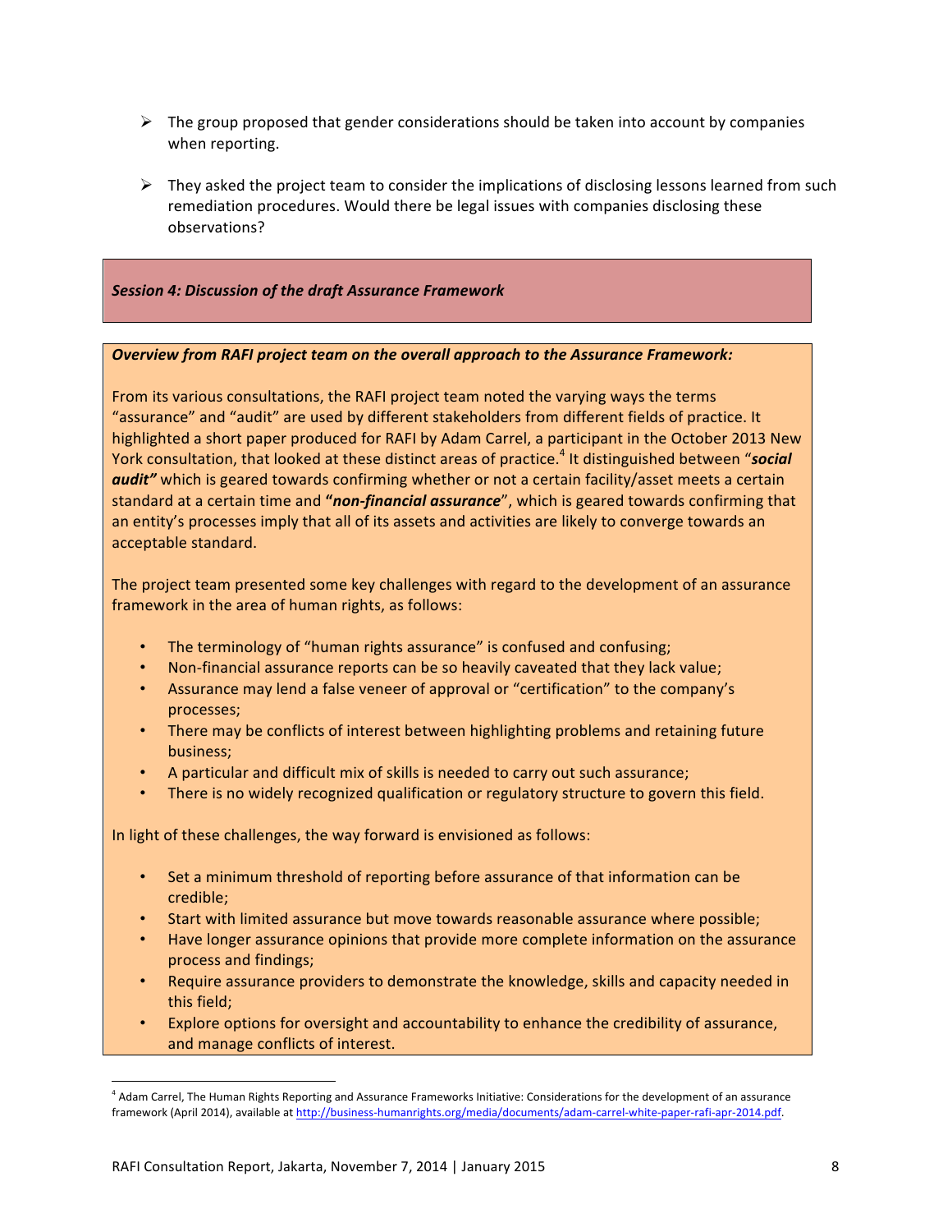- The group proposed that gender considerations should be taken into account by companies when reporting.

- They asked the project team to consider the implications of disclosing lessons learned from such remediation procedures. Would there be legal issues with companies disclosing these observations?

### *Session 4: Discussion of the draft Assurance Framework*

***Overview from RAFI project team on the overall approach to the Assurance Framework:***

From its various consultations, the RAFI project team noted the varying ways the terms "assurance" and "audit" are used by different stakeholders from different fields of practice. It highlighted a short paper produced for RAFI by Adam Carrel, a participant in the October 2013 New York consultation, that looked at these distinct areas of practice.[4] It distinguished between "***social audit"*** which is geared towards confirming whether or not a certain facility/asset meets a certain standard at a certain time and **"*non-financial assurance*"**, which is geared towards confirming that an entity's processes imply that all of its assets and activities are likely to converge towards an acceptable standard.

The project team presented some key challenges with regard to the development of an assurance framework in the area of human rights, as follows:

- The terminology of "human rights assurance" is confused and confusing;
- Non-financial assurance reports can be so heavily caveated that they lack value;
- Assurance may lend a false veneer of approval or "certification" to the company's processes;
- There may be conflicts of interest between highlighting problems and retaining future business;
- A particular and difficult mix of skills is needed to carry out such assurance;
- There is no widely recognized qualification or regulatory structure to govern this field.

In light of these challenges, the way forward is envisioned as follows:

- Set a minimum threshold of reporting before assurance of that information can be credible;
- Start with limited assurance but move towards reasonable assurance where possible;
- Have longer assurance opinions that provide more complete information on the assurance process and findings;
- Require assurance providers to demonstrate the knowledge, skills and capacity needed in this field;
- Explore options for oversight and accountability to enhance the credibility of assurance, and manage conflicts of interest.

---

[4] Adam Carrel, The Human Rights Reporting and Assurance Frameworks Initiative: Considerations for the development of an assurance framework (April 2014), available at http://business-humanrights.org/media/documents/adam-carrel-white-paper-rafi-apr-2014.pdf.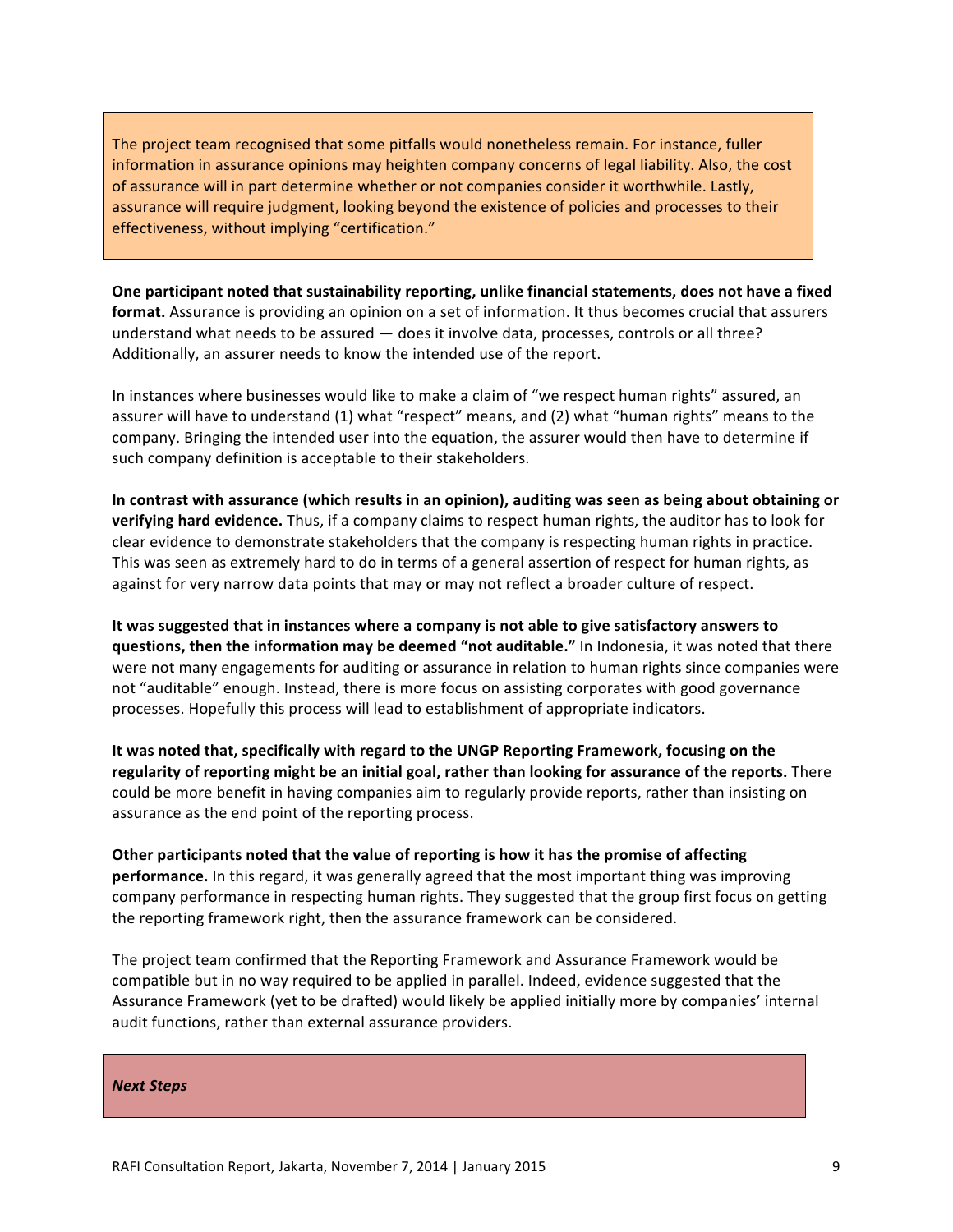The project team recognised that some pitfalls would nonetheless remain. For instance, fuller information in assurance opinions may heighten company concerns of legal liability. Also, the cost of assurance will in part determine whether or not companies consider it worthwhile. Lastly, assurance will require judgment, looking beyond the existence of policies and processes to their effectiveness, without implying "certification."

**One participant noted that sustainability reporting, unlike financial statements, does not have a fixed format.** Assurance is providing an opinion on a set of information. It thus becomes crucial that assurers understand what needs to be assured — does it involve data, processes, controls or all three? Additionally, an assurer needs to know the intended use of the report.

In instances where businesses would like to make a claim of "we respect human rights" assured, an assurer will have to understand (1) what "respect" means, and (2) what "human rights" means to the company. Bringing the intended user into the equation, the assurer would then have to determine if such company definition is acceptable to their stakeholders.

**In contrast with assurance (which results in an opinion), auditing was seen as being about obtaining or verifying hard evidence.** Thus, if a company claims to respect human rights, the auditor has to look for clear evidence to demonstrate stakeholders that the company is respecting human rights in practice. This was seen as extremely hard to do in terms of a general assertion of respect for human rights, as against for very narrow data points that may or may not reflect a broader culture of respect.

**It was suggested that in instances where a company is not able to give satisfactory answers to questions, then the information may be deemed "not auditable."** In Indonesia, it was noted that there were not many engagements for auditing or assurance in relation to human rights since companies were not "auditable" enough. Instead, there is more focus on assisting corporates with good governance processes. Hopefully this process will lead to establishment of appropriate indicators.

**It was noted that, specifically with regard to the UNGP Reporting Framework, focusing on the regularity of reporting might be an initial goal, rather than looking for assurance of the reports.** There could be more benefit in having companies aim to regularly provide reports, rather than insisting on assurance as the end point of the reporting process.

**Other participants noted that the value of reporting is how it has the promise of affecting performance.** In this regard, it was generally agreed that the most important thing was improving company performance in respecting human rights. They suggested that the group first focus on getting the reporting framework right, then the assurance framework can be considered.

The project team confirmed that the Reporting Framework and Assurance Framework would be compatible but in no way required to be applied in parallel. Indeed, evidence suggested that the Assurance Framework (yet to be drafted) would likely be applied initially more by companies' internal audit functions, rather than external assurance providers.

***Next Steps***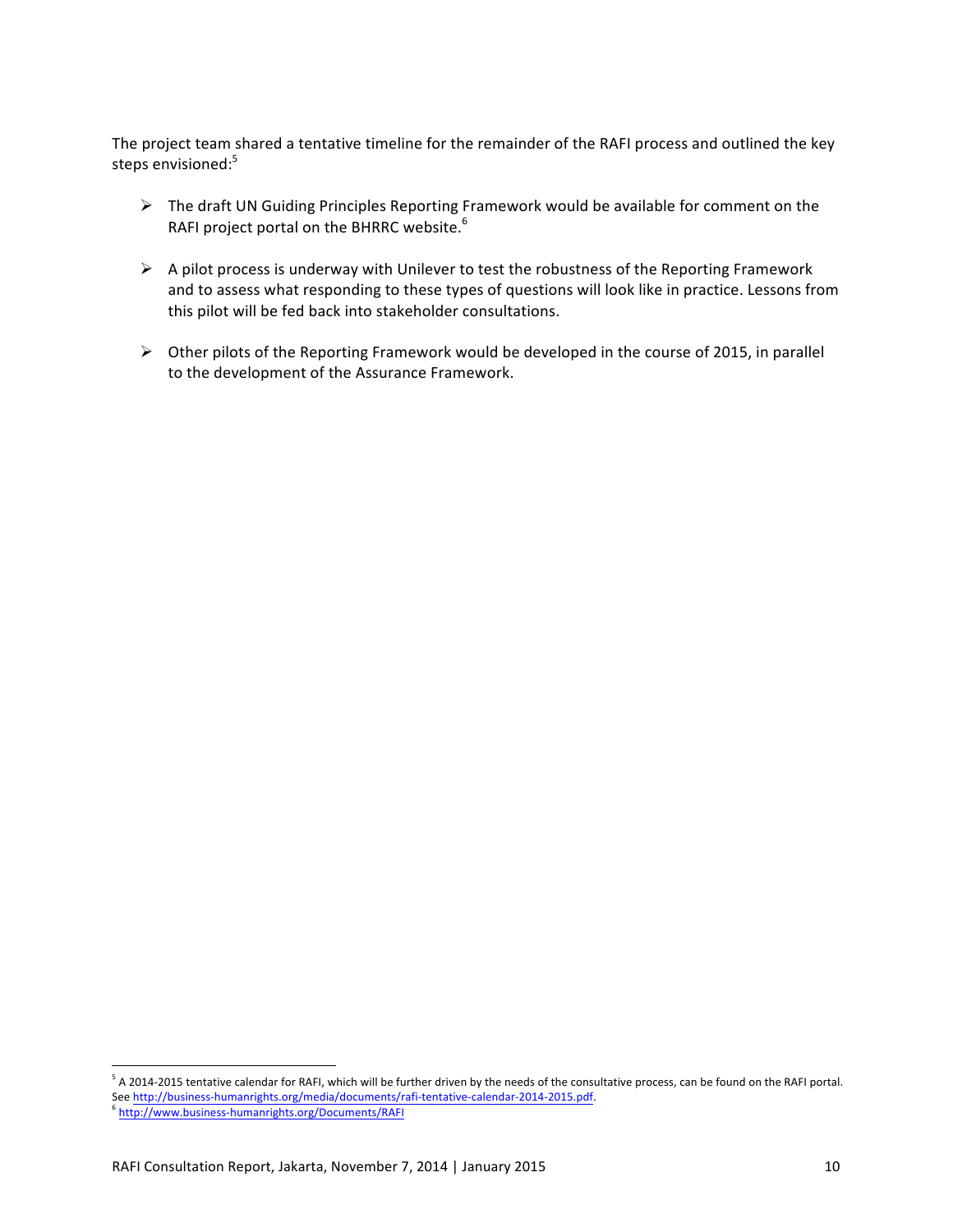The project team shared a tentative timeline for the remainder of the RAFI process and outlined the key steps envisioned:[5]

- The draft UN Guiding Principles Reporting Framework would be available for comment on the RAFI project portal on the BHRRC website.[6]
- A pilot process is underway with Unilever to test the robustness of the Reporting Framework and to assess what responding to these types of questions will look like in practice. Lessons from this pilot will be fed back into stakeholder consultations.
- Other pilots of the Reporting Framework would be developed in the course of 2015, in parallel to the development of the Assurance Framework.

---

[5] A 2014-2015 tentative calendar for RAFI, which will be further driven by the needs of the consultative process, can be found on the RAFI portal. See http://business-humanrights.org/media/documents/rafi-tentative-calendar-2014-2015.pdf.

[6] http://www.business-humanrights.org/Documents/RAFI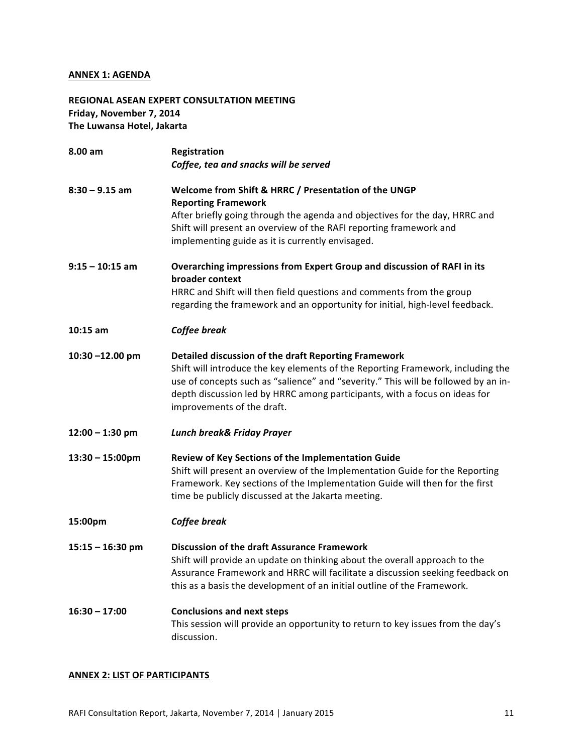## ANNEX 1: AGENDA

**REGIONAL ASEAN EXPERT CONSULTATION MEETING**
**Friday, November 7, 2014**
**The Luwansa Hotel, Jakarta**

**8.00 am** — **Registration**
*Coffee, tea and snacks will be served*

**8:30 – 9.15 am** — **Welcome from Shift & HRRC / Presentation of the UNGP Reporting Framework**
After briefly going through the agenda and objectives for the day, HRRC and Shift will present an overview of the RAFI reporting framework and implementing guide as it is currently envisaged.

**9:15 – 10:15 am** — **Overarching impressions from Expert Group and discussion of RAFI in its broader context**
HRRC and Shift will then field questions and comments from the group regarding the framework and an opportunity for initial, high-level feedback.

**10:15 am** — ***Coffee break***

**10:30 –12.00 pm** — **Detailed discussion of the draft Reporting Framework**
Shift will introduce the key elements of the Reporting Framework, including the use of concepts such as "salience" and "severity." This will be followed by an in-depth discussion led by HRRC among participants, with a focus on ideas for improvements of the draft.

**12:00 – 1:30 pm** — ***Lunch break& Friday Prayer***

**13:30 – 15:00pm** — **Review of Key Sections of the Implementation Guide**
Shift will present an overview of the Implementation Guide for the Reporting Framework. Key sections of the Implementation Guide will then for the first time be publicly discussed at the Jakarta meeting.

**15:00pm** — ***Coffee break***

**15:15 – 16:30 pm** — **Discussion of the draft Assurance Framework**
Shift will provide an update on thinking about the overall approach to the Assurance Framework and HRRC will facilitate a discussion seeking feedback on this as a basis the development of an initial outline of the Framework.

**16:30 – 17:00** — **Conclusions and next steps**
This session will provide an opportunity to return to key issues from the day's discussion.

## ANNEX 2: LIST OF PARTICIPANTS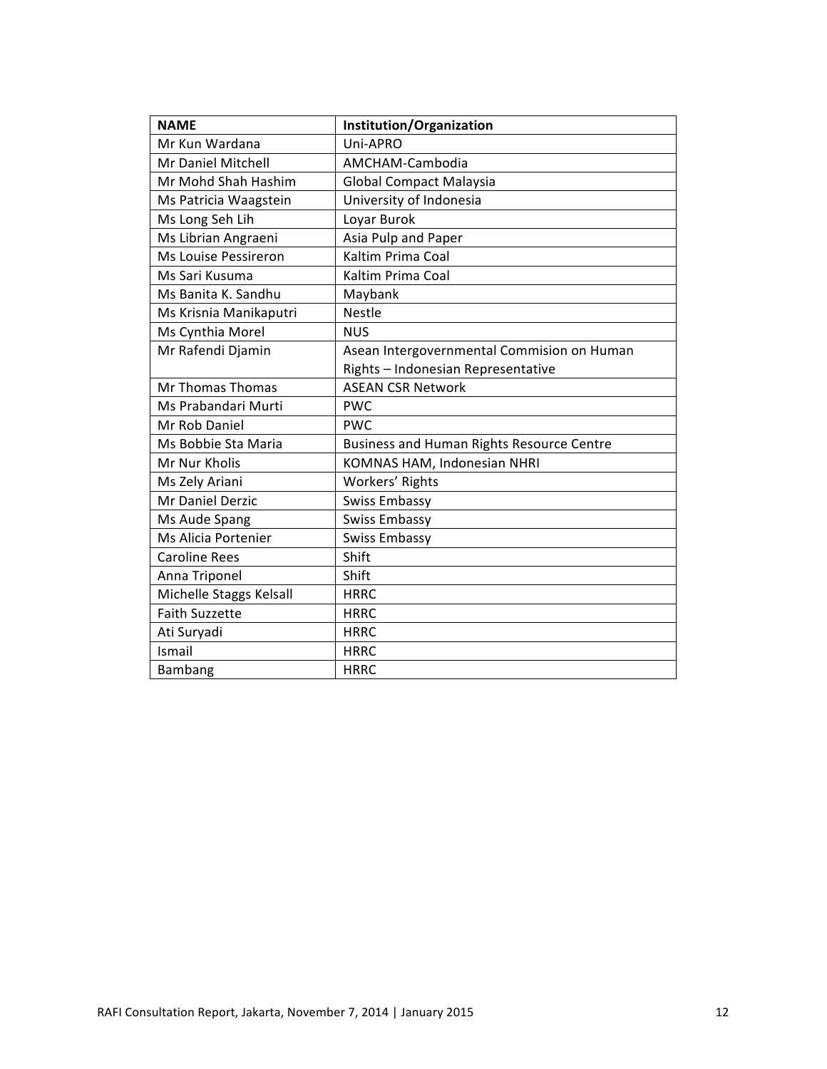| NAME | Institution/Organization |
|---|---|
| Mr Kun Wardana | Uni-APRO |
| Mr Daniel Mitchell | AMCHAM-Cambodia |
| Mr Mohd Shah Hashim | Global Compact Malaysia |
| Ms Patricia Waagstein | University of Indonesia |
| Ms Long Seh Lih | Loyar Burok |
| Ms Librian Angraeni | Asia Pulp and Paper |
| Ms Louise Pessireron | Kaltim Prima Coal |
| Ms Sari Kusuma | Kaltim Prima Coal |
| Ms Banita K. Sandhu | Maybank |
| Ms Krisnia Manikaputri | Nestle |
| Ms Cynthia Morel | NUS |
| Mr Rafendi Djamin | Asean Intergovernmental Commision on Human Rights – Indonesian Representative |
| Mr Thomas Thomas | ASEAN CSR Network |
| Ms Prabandari Murti | PWC |
| Mr Rob Daniel | PWC |
| Ms Bobbie Sta Maria | Business and Human Rights Resource Centre |
| Mr Nur Kholis | KOMNAS HAM, Indonesian NHRI |
| Ms Zely Ariani | Workers' Rights |
| Mr Daniel Derzic | Swiss Embassy |
| Ms Aude Spang | Swiss Embassy |
| Ms Alicia Portenier | Swiss Embassy |
| Caroline Rees | Shift |
| Anna Triponel | Shift |
| Michelle Staggs Kelsall | HRRC |
| Faith Suzzette | HRRC |
| Ati Suryadi | HRRC |
| Ismail | HRRC |
| Bambang | HRRC |